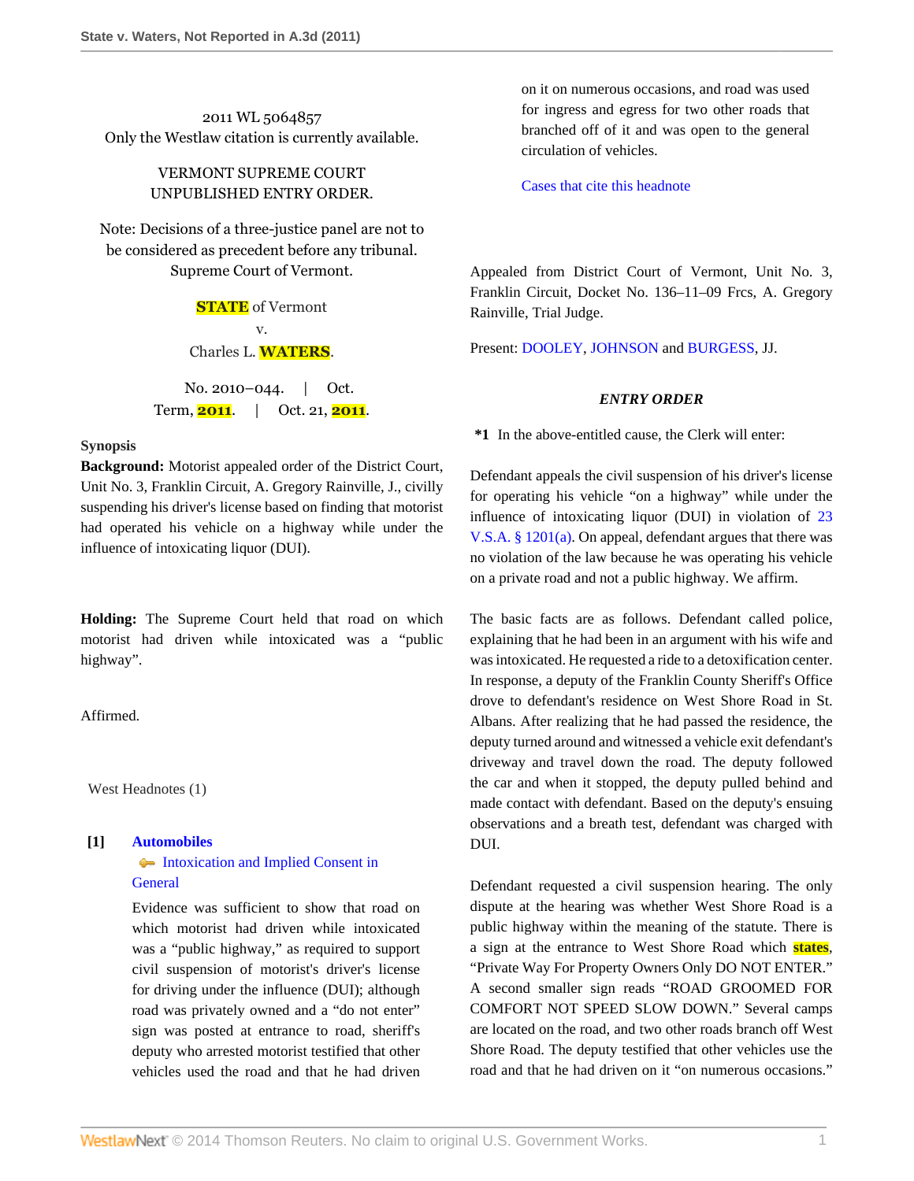2011 WL 5064857

Only the Westlaw citation is currently available.

VERMONT SUPREME COURT

UNPUBLISHED ENTRY ORDER.

Note: Decisions of a three-justice panel are not to be considered as precedent before any tribunal.

Supreme Court of Vermont.

STATE of Vermont

v.

Charles L. WATERS.

No. 2010–044. | Oct. Term, 2011. | Oct. 21, 2011.

**Synopsis**

**Background:** Motorist appealed order of the District Court, Unit No. 3, Franklin Circuit, A. Gregory Rainville, J., civilly suspending his driver's license based on finding that motorist had operated his vehicle on a highway while under the influence of intoxicating liquor (DUI).

**Holding:** The Supreme Court held that road on which motorist had driven while intoxicated was a "public highway".

Affirmed.

West Headnotes (1)

**[1]** **Automobiles**

Intoxication and Implied Consent in General

Evidence was sufficient to show that road on which motorist had driven while intoxicated was a "public highway," as required to support civil suspension of motorist's driver's license for driving under the influence (DUI); although road was privately owned and a "do not enter" sign was posted at entrance to road, sheriff's deputy who arrested motorist testified that other vehicles used the road and that he had driven on it on numerous occasions, and road was used for ingress and egress for two other roads that branched off of it and was open to the general circulation of vehicles.

Cases that cite this headnote

Appealed from District Court of Vermont, Unit No. 3, Franklin Circuit, Docket No. 136–11–09 Frcs, A. Gregory Rainville, Trial Judge.

Present: DOOLEY, JOHNSON and BURGESS, JJ.

***ENTRY ORDER***

**\*1** In the above-entitled cause, the Clerk will enter:

Defendant appeals the civil suspension of his driver's license for operating his vehicle "on a highway" while under the influence of intoxicating liquor (DUI) in violation of 23 V.S.A. § 1201(a). On appeal, defendant argues that there was no violation of the law because he was operating his vehicle on a private road and not a public highway. We affirm.

The basic facts are as follows. Defendant called police, explaining that he had been in an argument with his wife and was intoxicated. He requested a ride to a detoxification center. In response, a deputy of the Franklin County Sheriff's Office drove to defendant's residence on West Shore Road in St. Albans. After realizing that he had passed the residence, the deputy turned around and witnessed a vehicle exit defendant's driveway and travel down the road. The deputy followed the car and when it stopped, the deputy pulled behind and made contact with defendant. Based on the deputy's ensuing observations and a breath test, defendant was charged with DUI.

Defendant requested a civil suspension hearing. The only dispute at the hearing was whether West Shore Road is a public highway within the meaning of the statute. There is a sign at the entrance to West Shore Road which states, "Private Way For Property Owners Only DO NOT ENTER." A second smaller sign reads "ROAD GROOMED FOR COMFORT NOT SPEED SLOW DOWN." Several camps are located on the road, and two other roads branch off West Shore Road. The deputy testified that other vehicles use the road and that he had driven on it "on numerous occasions."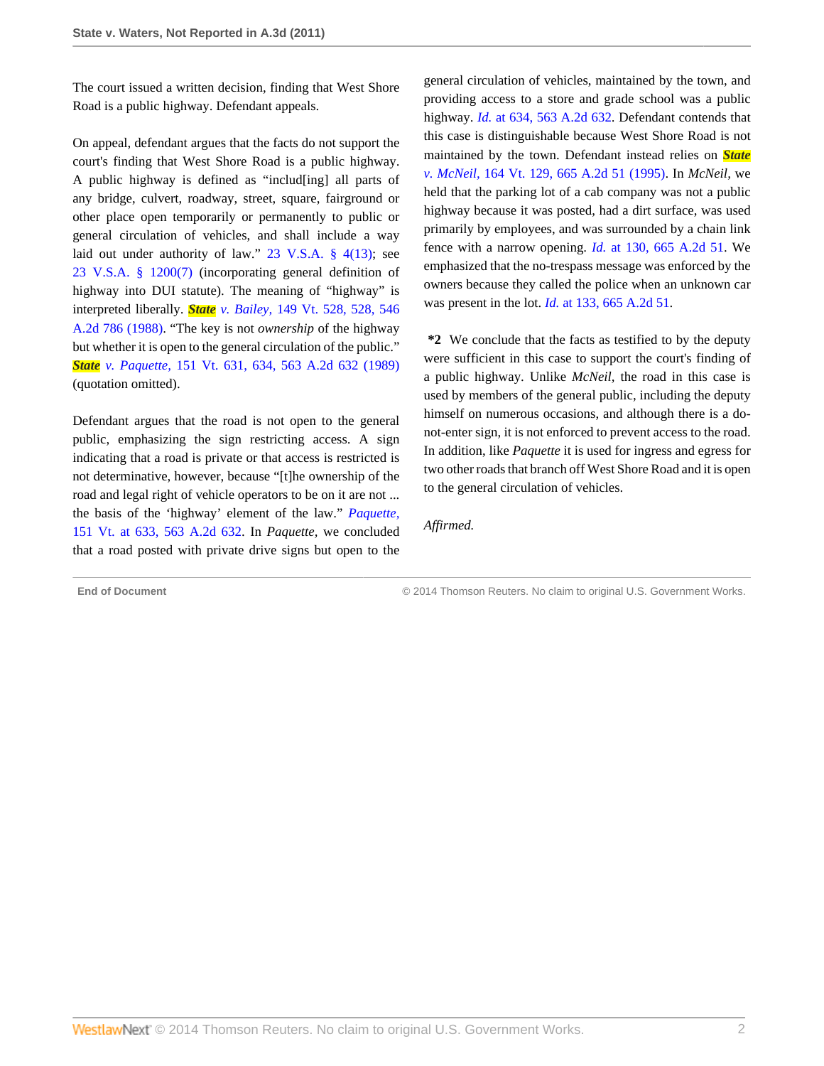The court issued a written decision, finding that West Shore Road is a public highway. Defendant appeals.

On appeal, defendant argues that the facts do not support the court's finding that West Shore Road is a public highway. A public highway is defined as "includ[ing] all parts of any bridge, culvert, roadway, street, square, fairground or other place open temporarily or permanently to public or general circulation of vehicles, and shall include a way laid out under authority of law." 23 V.S.A. § 4(13); see 23 V.S.A. § 1200(7) (incorporating general definition of highway into DUI statute). The meaning of "highway" is interpreted liberally. ***State*** *v. Bailey,* 149 Vt. 528, 528, 546 A.2d 786 (1988). "The key is not *ownership* of the highway but whether it is open to the general circulation of the public." ***State*** *v. Paquette,* 151 Vt. 631, 634, 563 A.2d 632 (1989) (quotation omitted).

Defendant argues that the road is not open to the general public, emphasizing the sign restricting access. A sign indicating that a road is private or that access is restricted is not determinative, however, because "[t]he ownership of the road and legal right of vehicle operators to be on it are not ... the basis of the 'highway' element of the law." *Paquette,* 151 Vt. at 633, 563 A.2d 632. In *Paquette,* we concluded that a road posted with private drive signs but open to the general circulation of vehicles, maintained by the town, and providing access to a store and grade school was a public highway. *Id.* at 634, 563 A.2d 632. Defendant contends that this case is distinguishable because West Shore Road is not maintained by the town. Defendant instead relies on ***State*** *v. McNeil,* 164 Vt. 129, 665 A.2d 51 (1995). In *McNeil,* we held that the parking lot of a cab company was not a public highway because it was posted, had a dirt surface, was used primarily by employees, and was surrounded by a chain link fence with a narrow opening. *Id.* at 130, 665 A.2d 51. We emphasized that the no-trespass message was enforced by the owners because they called the police when an unknown car was present in the lot. *Id.* at 133, 665 A.2d 51.

**\*2** We conclude that the facts as testified to by the deputy were sufficient in this case to support the court's finding of a public highway. Unlike *McNeil,* the road in this case is used by members of the general public, including the deputy himself on numerous occasions, and although there is a do-not-enter sign, it is not enforced to prevent access to the road. In addition, like *Paquette* it is used for ingress and egress for two other roads that branch off West Shore Road and it is open to the general circulation of vehicles.

*Affirmed.*

**End of Document** © 2014 Thomson Reuters. No claim to original U.S. Government Works.